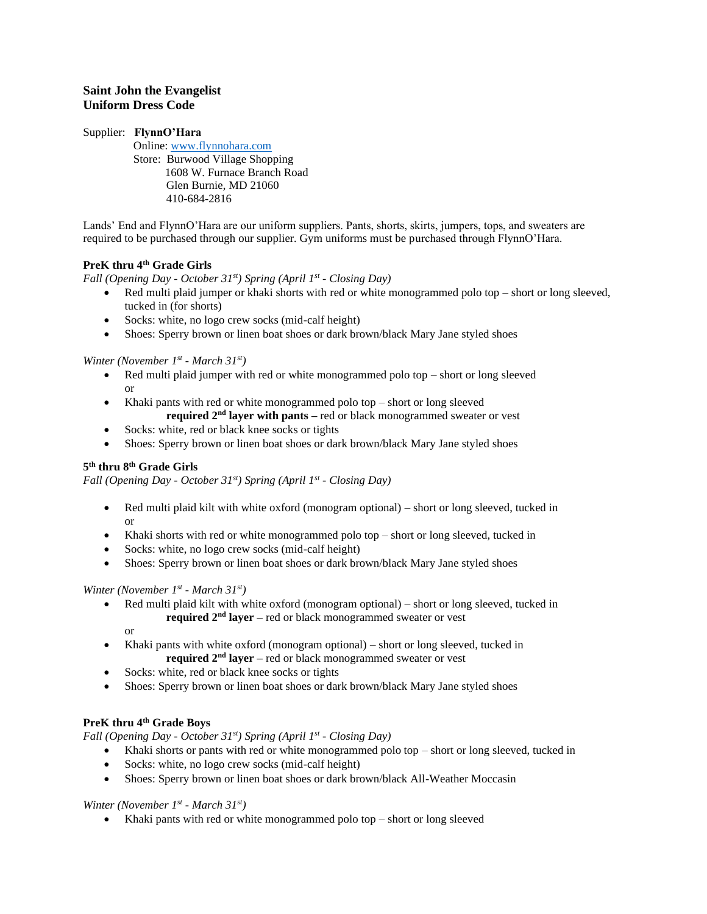**Saint John the Evangelist**
**Uniform Dress Code**

Supplier: **FlynnO'Hara**
Online: [www.flynnohara.com](http://www.flynnohara.com)
Store: Burwood Village Shopping
1608 W. Furnace Branch Road
Glen Burnie, MD 21060
410-684-2816

Lands' End and FlynnO'Hara are our uniform suppliers. Pants, shorts, skirts, jumpers, tops, and sweaters are required to be purchased through our supplier. Gym uniforms must be purchased through FlynnO'Hara.

**PreK thru 4th Grade Girls**

*Fall (Opening Day - October 31st) Spring (April 1st - Closing Day)*

- Red multi plaid jumper or khaki shorts with red or white monogrammed polo top – short or long sleeved, tucked in (for shorts)
- Socks: white, no logo crew socks (mid-calf height)
- Shoes: Sperry brown or linen boat shoes or dark brown/black Mary Jane styled shoes

*Winter (November 1st - March 31st)*

- Red multi plaid jumper with red or white monogrammed polo top – short or long sleeved
  or
- Khaki pants with red or white monogrammed polo top – short or long sleeved
  **required 2nd layer with pants –** red or black monogrammed sweater or vest
- Socks: white, red or black knee socks or tights
- Shoes: Sperry brown or linen boat shoes or dark brown/black Mary Jane styled shoes

**5th thru 8th Grade Girls**

*Fall (Opening Day - October 31st) Spring (April 1st - Closing Day)*

- Red multi plaid kilt with white oxford (monogram optional) – short or long sleeved, tucked in
  or
- Khaki shorts with red or white monogrammed polo top – short or long sleeved, tucked in
- Socks: white, no logo crew socks (mid-calf height)
- Shoes: Sperry brown or linen boat shoes or dark brown/black Mary Jane styled shoes

*Winter (November 1st - March 31st)*

- Red multi plaid kilt with white oxford (monogram optional) – short or long sleeved, tucked in
  **required 2nd layer –** red or black monogrammed sweater or vest
  or
- Khaki pants with white oxford (monogram optional) – short or long sleeved, tucked in
  **required 2nd layer –** red or black monogrammed sweater or vest
- Socks: white, red or black knee socks or tights
- Shoes: Sperry brown or linen boat shoes or dark brown/black Mary Jane styled shoes

**PreK thru 4th Grade Boys**

*Fall (Opening Day - October 31st) Spring (April 1st - Closing Day)*

- Khaki shorts or pants with red or white monogrammed polo top – short or long sleeved, tucked in
- Socks: white, no logo crew socks (mid-calf height)
- Shoes: Sperry brown or linen boat shoes or dark brown/black All-Weather Moccasin

*Winter (November 1st - March 31st)*

- Khaki pants with red or white monogrammed polo top – short or long sleeved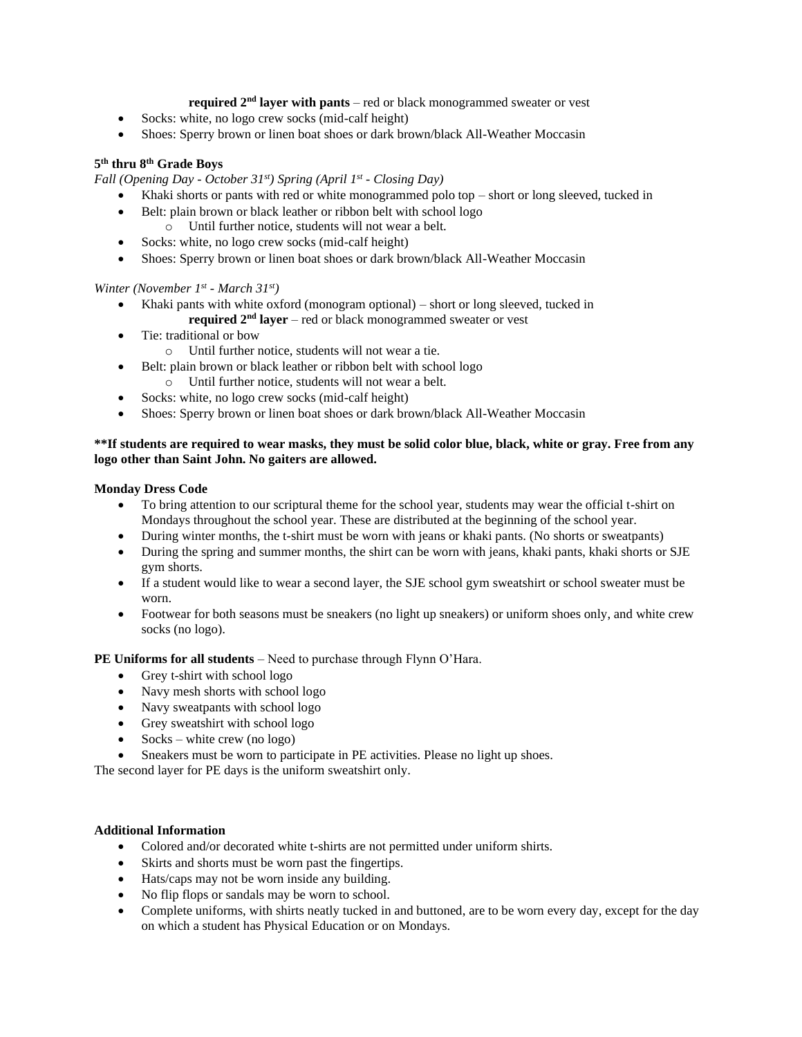**required 2nd layer with pants** – red or black monogrammed sweater or vest

- Socks: white, no logo crew socks (mid-calf height)
- Shoes: Sperry brown or linen boat shoes or dark brown/black All-Weather Moccasin

**5th thru 8th Grade Boys**

*Fall (Opening Day - October 31st) Spring (April 1st - Closing Day)*

- Khaki shorts or pants with red or white monogrammed polo top – short or long sleeved, tucked in
- Belt: plain brown or black leather or ribbon belt with school logo
  - Until further notice, students will not wear a belt.
- Socks: white, no logo crew socks (mid-calf height)
- Shoes: Sperry brown or linen boat shoes or dark brown/black All-Weather Moccasin

*Winter (November 1st - March 31st)*

- Khaki pants with white oxford (monogram optional) – short or long sleeved, tucked in
  **required 2nd layer** – red or black monogrammed sweater or vest
- Tie: traditional or bow
  - Until further notice, students will not wear a tie.
- Belt: plain brown or black leather or ribbon belt with school logo
  - Until further notice, students will not wear a belt.
- Socks: white, no logo crew socks (mid-calf height)
- Shoes: Sperry brown or linen boat shoes or dark brown/black All-Weather Moccasin

****If students are required to wear masks, they must be solid color blue, black, white or gray. Free from any logo other than Saint John. No gaiters are allowed.**

**Monday Dress Code**

- To bring attention to our scriptural theme for the school year, students may wear the official t-shirt on Mondays throughout the school year. These are distributed at the beginning of the school year.
- During winter months, the t-shirt must be worn with jeans or khaki pants. (No shorts or sweatpants)
- During the spring and summer months, the shirt can be worn with jeans, khaki pants, khaki shorts or SJE gym shorts.
- If a student would like to wear a second layer, the SJE school gym sweatshirt or school sweater must be worn.
- Footwear for both seasons must be sneakers (no light up sneakers) or uniform shoes only, and white crew socks (no logo).

**PE Uniforms for all students** – Need to purchase through Flynn O'Hara.

- Grey t-shirt with school logo
- Navy mesh shorts with school logo
- Navy sweatpants with school logo
- Grey sweatshirt with school logo
- Socks – white crew (no logo)
- Sneakers must be worn to participate in PE activities. Please no light up shoes.

The second layer for PE days is the uniform sweatshirt only.

**Additional Information**

- Colored and/or decorated white t-shirts are not permitted under uniform shirts.
- Skirts and shorts must be worn past the fingertips.
- Hats/caps may not be worn inside any building.
- No flip flops or sandals may be worn to school.
- Complete uniforms, with shirts neatly tucked in and buttoned, are to be worn every day, except for the day on which a student has Physical Education or on Mondays.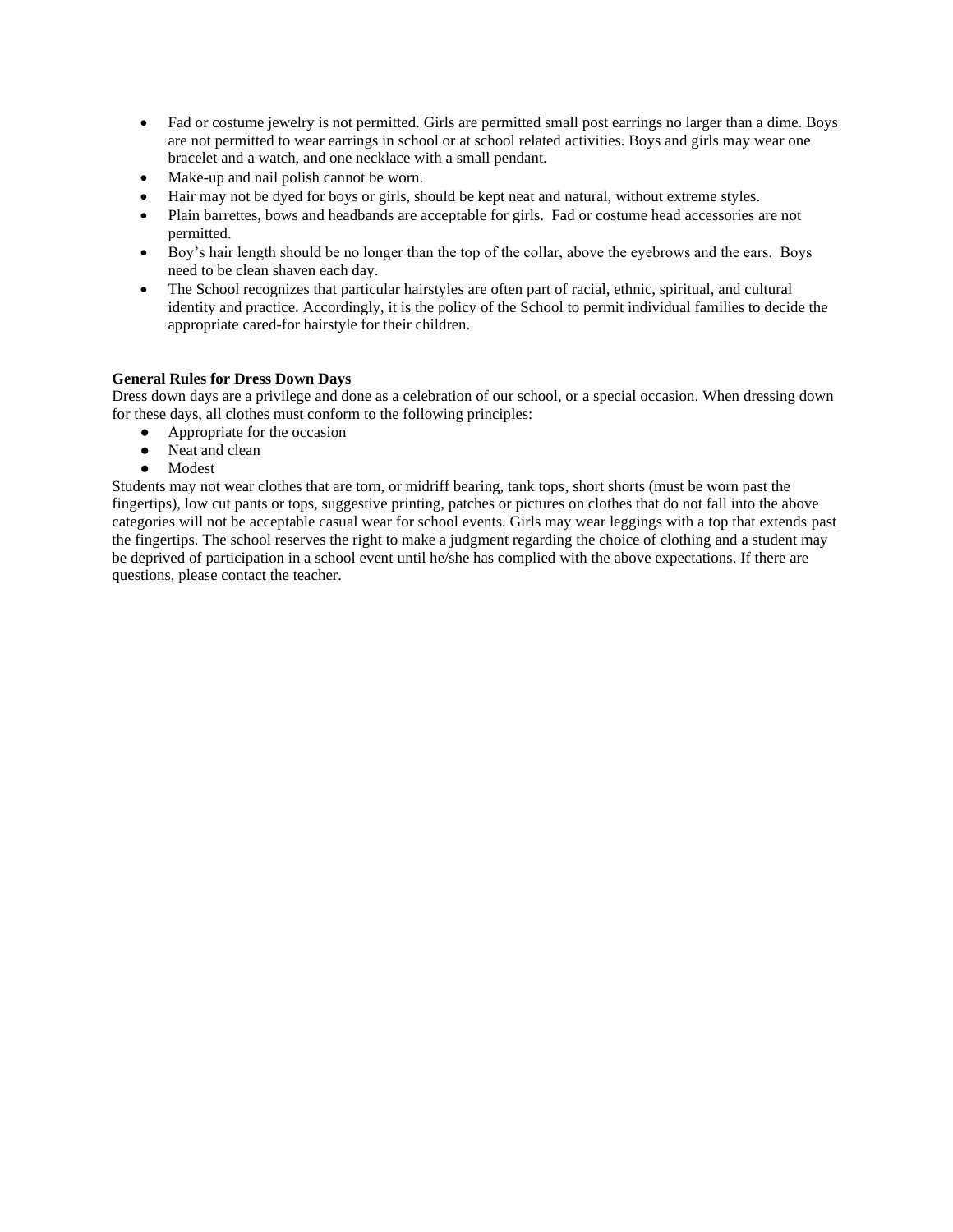- Fad or costume jewelry is not permitted. Girls are permitted small post earrings no larger than a dime. Boys are not permitted to wear earrings in school or at school related activities. Boys and girls may wear one bracelet and a watch, and one necklace with a small pendant.
- Make-up and nail polish cannot be worn.
- Hair may not be dyed for boys or girls, should be kept neat and natural, without extreme styles.
- Plain barrettes, bows and headbands are acceptable for girls. Fad or costume head accessories are not permitted.
- Boy's hair length should be no longer than the top of the collar, above the eyebrows and the ears. Boys need to be clean shaven each day.
- The School recognizes that particular hairstyles are often part of racial, ethnic, spiritual, and cultural identity and practice. Accordingly, it is the policy of the School to permit individual families to decide the appropriate cared-for hairstyle for their children.

**General Rules for Dress Down Days**

Dress down days are a privilege and done as a celebration of our school, or a special occasion. When dressing down for these days, all clothes must conform to the following principles:

- Appropriate for the occasion
- Neat and clean
- Modest

Students may not wear clothes that are torn, or midriff bearing, tank tops, short shorts (must be worn past the fingertips), low cut pants or tops, suggestive printing, patches or pictures on clothes that do not fall into the above categories will not be acceptable casual wear for school events. Girls may wear leggings with a top that extends past the fingertips. The school reserves the right to make a judgment regarding the choice of clothing and a student may be deprived of participation in a school event until he/she has complied with the above expectations. If there are questions, please contact the teacher.